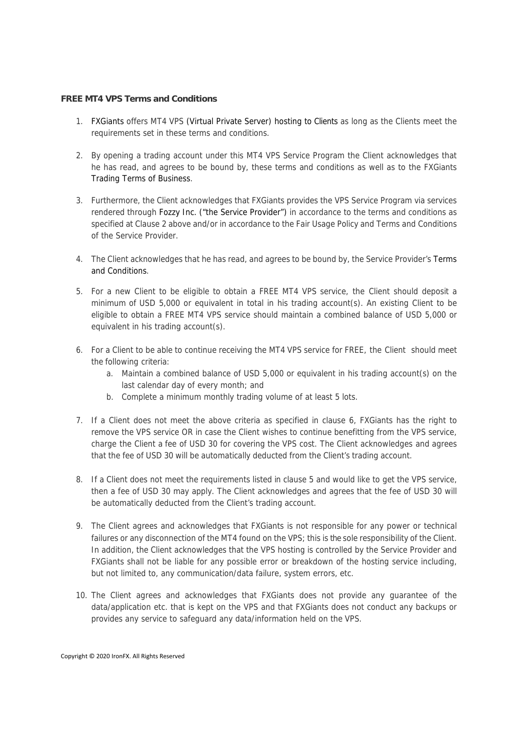**FREE MT4 VPS Terms and Conditions**

1. FXGiants offers MT4 VPS (Virtual Private Server) hosting to Clients as long as the Clients meet the requirements set in these terms and conditions.

2. By opening a trading account under this MT4 VPS Service Program the Client acknowledges that he has read, and agrees to be bound by, these terms and conditions as well as to the FXGiants Trading Terms of Business.

3. Furthermore, the Client acknowledges that FXGiants provides the VPS Service Program via services rendered through Fozzy Inc. ("the Service Provider") in accordance to the terms and conditions as specified at Clause 2 above and/or in accordance to the Fair Usage Policy and Terms and Conditions of the Service Provider.

4. The Client acknowledges that he has read, and agrees to be bound by, the Service Provider's Terms and Conditions.

5. For a new Client to be eligible to obtain a FREE MT4 VPS service, the Client should deposit a minimum of USD 5,000 or equivalent in total in his trading account(s). An existing Client to be eligible to obtain a FREE MT4 VPS service should maintain a combined balance of USD 5,000 or equivalent in his trading account(s).

6. For a Client to be able to continue receiving the MT4 VPS service for FREE, the Client should meet the following criteria:
   a. Maintain a combined balance of USD 5,000 or equivalent in his trading account(s) on the last calendar day of every month; and
   b. Complete a minimum monthly trading volume of at least 5 lots.

7. If a Client does not meet the above criteria as specified in clause 6, FXGiants has the right to remove the VPS service OR in case the Client wishes to continue benefitting from the VPS service, charge the Client a fee of USD 30 for covering the VPS cost. The Client acknowledges and agrees that the fee of USD 30 will be automatically deducted from the Client's trading account.

8. If a Client does not meet the requirements listed in clause 5 and would like to get the VPS service, then a fee of USD 30 may apply. The Client acknowledges and agrees that the fee of USD 30 will be automatically deducted from the Client's trading account.

9. The Client agrees and acknowledges that FXGiants is not responsible for any power or technical failures or any disconnection of the MT4 found on the VPS; this is the sole responsibility of the Client. In addition, the Client acknowledges that the VPS hosting is controlled by the Service Provider and FXGiants shall not be liable for any possible error or breakdown of the hosting service including, but not limited to, any communication/data failure, system errors, etc.

10. The Client agrees and acknowledges that FXGiants does not provide any guarantee of the data/application etc. that is kept on the VPS and that FXGiants does not conduct any backups or provides any service to safeguard any data/information held on the VPS.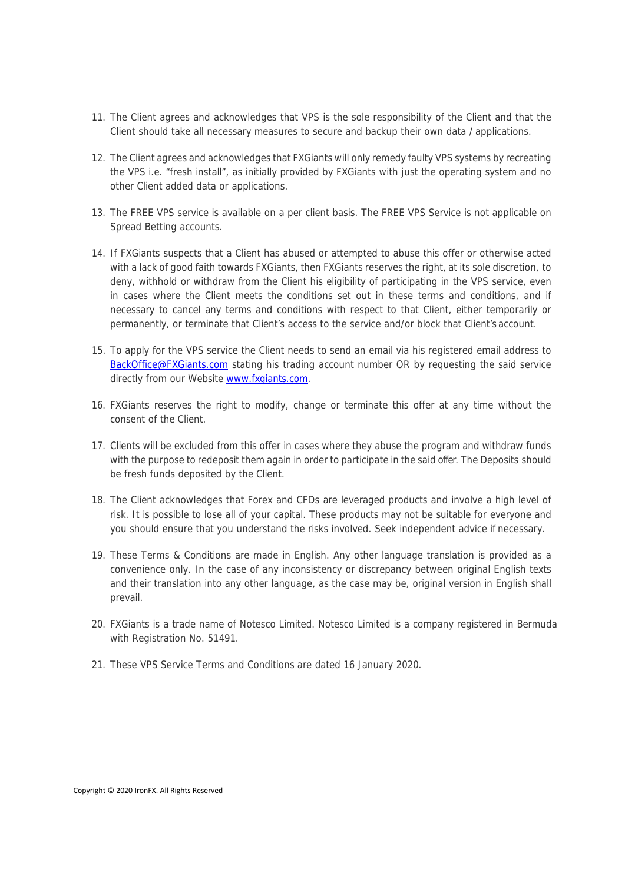11. The Client agrees and acknowledges that VPS is the sole responsibility of the Client and that the Client should take all necessary measures to secure and backup their own data / applications.

12. The Client agrees and acknowledges that FXGiants will only remedy faulty VPS systems by recreating the VPS i.e. "fresh install", as initially provided by FXGiants with just the operating system and no other Client added data or applications.

13. The FREE VPS service is available on a per client basis. The FREE VPS Service is not applicable on Spread Betting accounts.

14. If FXGiants suspects that a Client has abused or attempted to abuse this offer or otherwise acted with a lack of good faith towards FXGiants, then FXGiants reserves the right, at its sole discretion, to deny, withhold or withdraw from the Client his eligibility of participating in the VPS service, even in cases where the Client meets the conditions set out in these terms and conditions, and if necessary to cancel any terms and conditions with respect to that Client, either temporarily or permanently, or terminate that Client's access to the service and/or block that Client's account.

15. To apply for the VPS service the Client needs to send an email via his registered email address to [BackOffice@FXGiants.com](mailto:BackOffice@FXGiants.com) stating his trading account number OR by requesting the said service directly from our Website [www.fxgiants.com](http://www.fxgiants.com).

16. FXGiants reserves the right to modify, change or terminate this offer at any time without the consent of the Client.

17. Clients will be excluded from this offer in cases where they abuse the program and withdraw funds with the purpose to redeposit them again in order to participate in the said offer. The Deposits should be fresh funds deposited by the Client.

18. The Client acknowledges that Forex and CFDs are leveraged products and involve a high level of risk. It is possible to lose all of your capital. These products may not be suitable for everyone and you should ensure that you understand the risks involved. Seek independent advice if necessary.

19. These Terms & Conditions are made in English. Any other language translation is provided as a convenience only. In the case of any inconsistency or discrepancy between original English texts and their translation into any other language, as the case may be, original version in English shall prevail.

20. FXGiants is a trade name of Notesco Limited. Notesco Limited is a company registered in Bermuda with Registration No. 51491.

21. These VPS Service Terms and Conditions are dated 16 January 2020.

Copyright © 2020 IronFX. All Rights Reserved